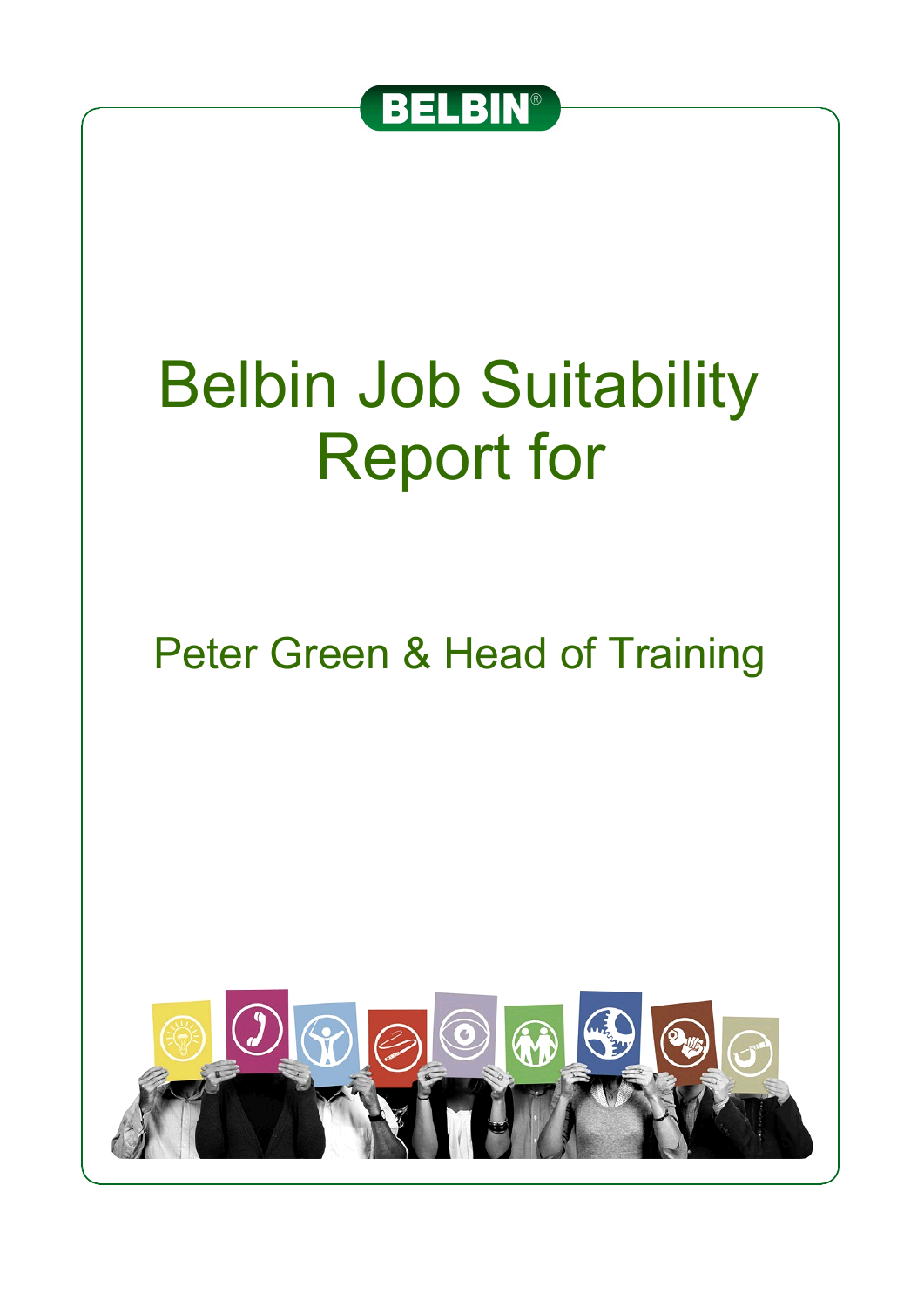BELBIN®

# Belbin Job Suitability Report for

## Peter Green & Head of Training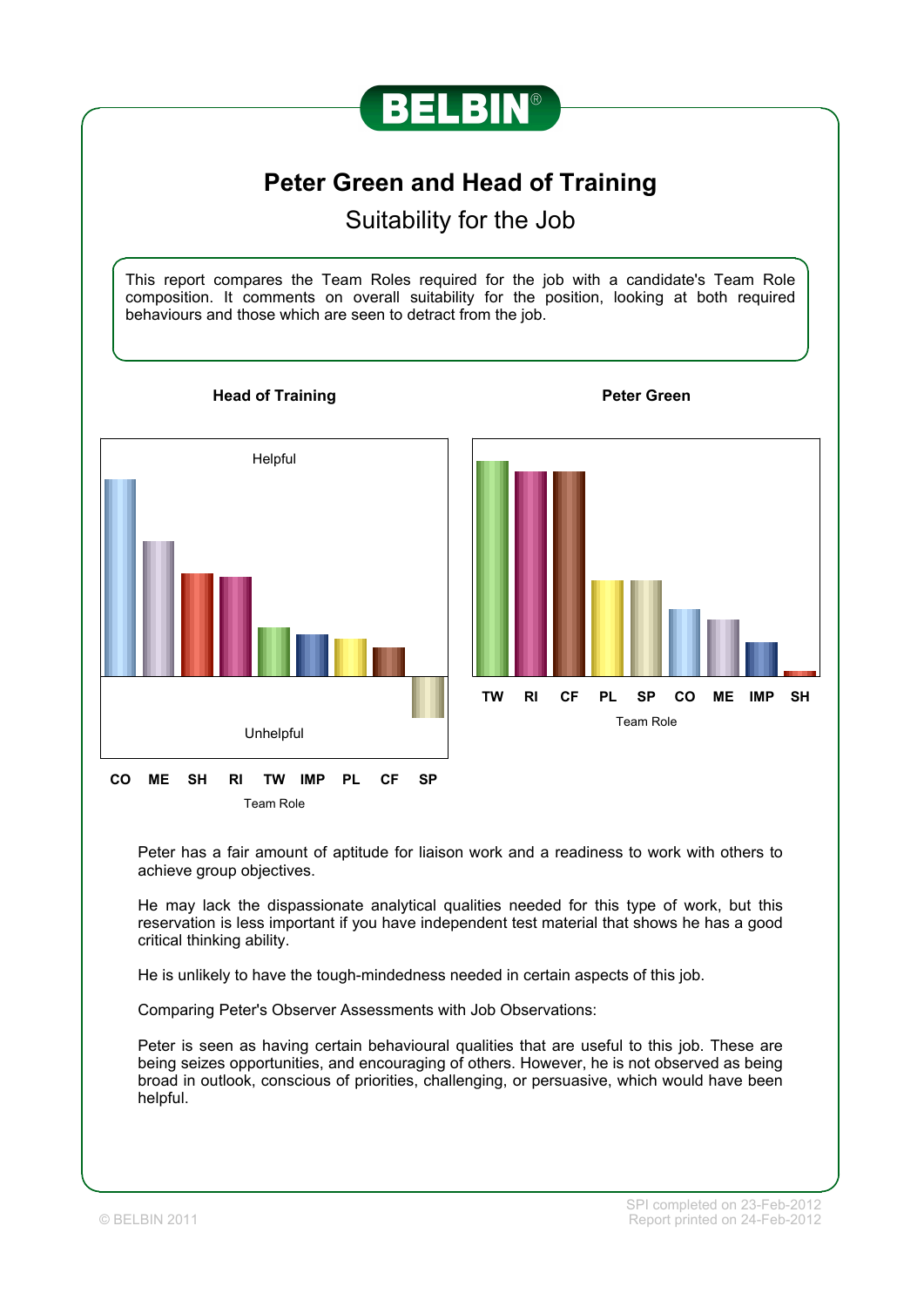BELBIN®

# Peter Green and Head of Training

## Suitability for the Job

This report compares the Team Roles required for the job with a candidate's Team Role composition. It comments on overall suitability for the position, looking at both required behaviours and those which are seen to detract from the job.

**Head of Training**

Helpful

Unhelpful

CO ME SH RI TW IMP PL CF SP

Team Role

**Peter Green**

TW RI CF PL SP CO ME IMP SH

Team Role

Peter has a fair amount of aptitude for liaison work and a readiness to work with others to achieve group objectives.

He may lack the dispassionate analytical qualities needed for this type of work, but this reservation is less important if you have independent test material that shows he has a good critical thinking ability.

He is unlikely to have the tough-mindedness needed in certain aspects of this job.

Comparing Peter's Observer Assessments with Job Observations:

Peter is seen as having certain behavioural qualities that are useful to this job. These are being seizes opportunities, and encouraging of others. However, he is not observed as being broad in outlook, conscious of priorities, challenging, or persuasive, which would have been helpful.

© BELBIN 2011

SPI completed on 23-Feb-2012
Report printed on 24-Feb-2012